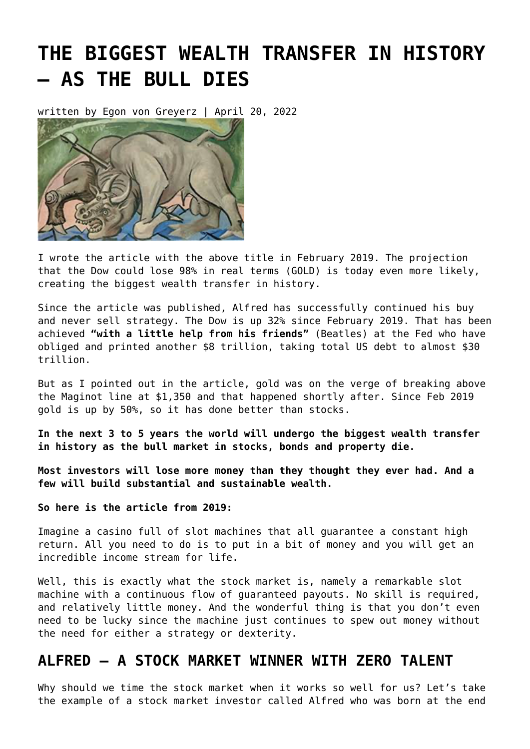# THE BIGGEST WEALTH TRANSFER IN HISTORY – AS THE BULL DIES

written by Egon von Greyerz | April 20, 2022

I wrote the article with the above title in February 2019. The projection that the Dow could lose 98% in real terms (GOLD) is today even more likely, creating the biggest wealth transfer in history.

Since the article was published, Alfred has successfully continued his buy and never sell strategy. The Dow is up 32% since February 2019. That has been achieved **"with a little help from his friends"** (Beatles) at the Fed who have obliged and printed another $8 trillion, taking total US debt to almost $30 trillion.

But as I pointed out in the article, gold was on the verge of breaking above the Maginot line at $1,350 and that happened shortly after. Since Feb 2019 gold is up by 50%, so it has done better than stocks.

**In the next 3 to 5 years the world will undergo the biggest wealth transfer in history as the bull market in stocks, bonds and property die.**

**Most investors will lose more money than they thought they ever had. And a few will build substantial and sustainable wealth.**

**So here is the article from 2019:**

Imagine a casino full of slot machines that all guarantee a constant high return. All you need to do is to put in a bit of money and you will get an incredible income stream for life.

Well, this is exactly what the stock market is, namely a remarkable slot machine with a continuous flow of guaranteed payouts. No skill is required, and relatively little money. And the wonderful thing is that you don't even need to be lucky since the machine just continues to spew out money without the need for either a strategy or dexterity.

## ALFRED – A STOCK MARKET WINNER WITH ZERO TALENT

Why should we time the stock market when it works so well for us? Let's take the example of a stock market investor called Alfred who was born at the end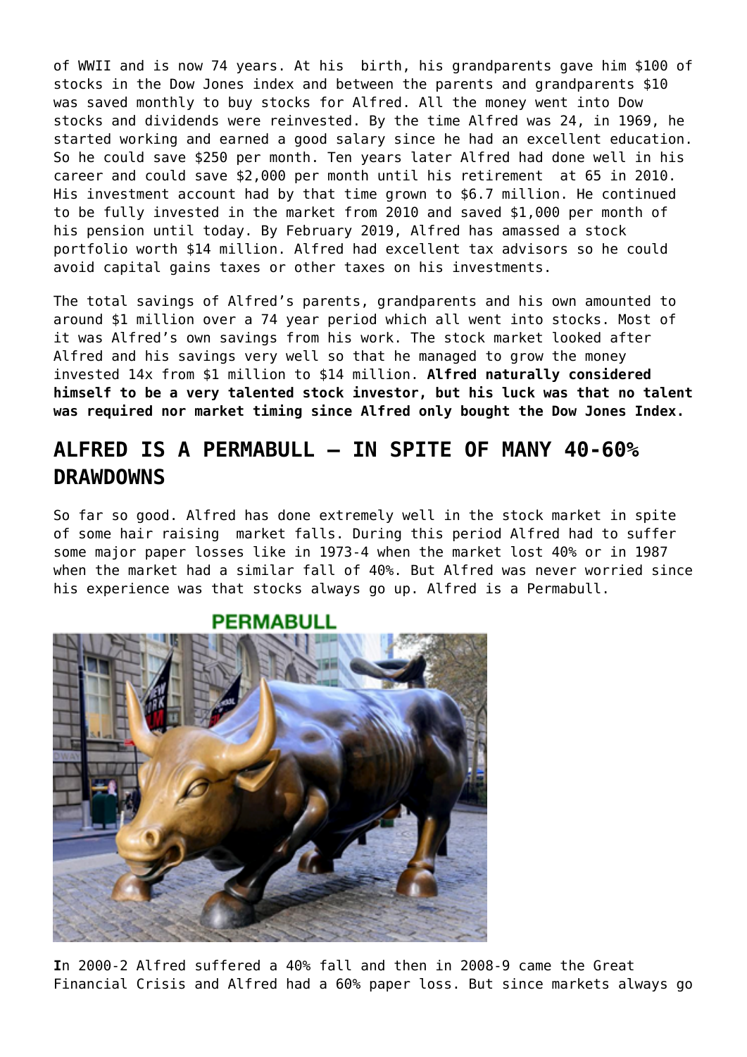of WWII and is now 74 years. At his birth, his grandparents gave him $100 of stocks in the Dow Jones index and between the parents and grandparents $10 was saved monthly to buy stocks for Alfred. All the money went into Dow stocks and dividends were reinvested. By the time Alfred was 24, in 1969, he started working and earned a good salary since he had an excellent education. So he could save $250 per month. Ten years later Alfred had done well in his career and could save $2,000 per month until his retirement at 65 in 2010. His investment account had by that time grown to $6.7 million. He continued to be fully invested in the market from 2010 and saved $1,000 per month of his pension until today. By February 2019, Alfred has amassed a stock portfolio worth $14 million. Alfred had excellent tax advisors so he could avoid capital gains taxes or other taxes on his investments.

The total savings of Alfred's parents, grandparents and his own amounted to around $1 million over a 74 year period which all went into stocks. Most of it was Alfred's own savings from his work. The stock market looked after Alfred and his savings very well so that he managed to grow the money invested 14x from $1 million to $14 million. **Alfred naturally considered himself to be a very talented stock investor, but his luck was that no talent was required nor market timing since Alfred only bought the Dow Jones Index.**

## ALFRED IS A PERMABULL – IN SPITE OF MANY 40-60% DRAWDOWNS

So far so good. Alfred has done extremely well in the stock market in spite of some hair raising market falls. During this period Alfred had to suffer some major paper losses like in 1973-4 when the market lost 40% or in 1987 when the market had a similar fall of 40%. But Alfred was never worried since his experience was that stocks always go up. Alfred is a Permabull.

PERMABULL

**I**n 2000-2 Alfred suffered a 40% fall and then in 2008-9 came the Great Financial Crisis and Alfred had a 60% paper loss. But since markets always go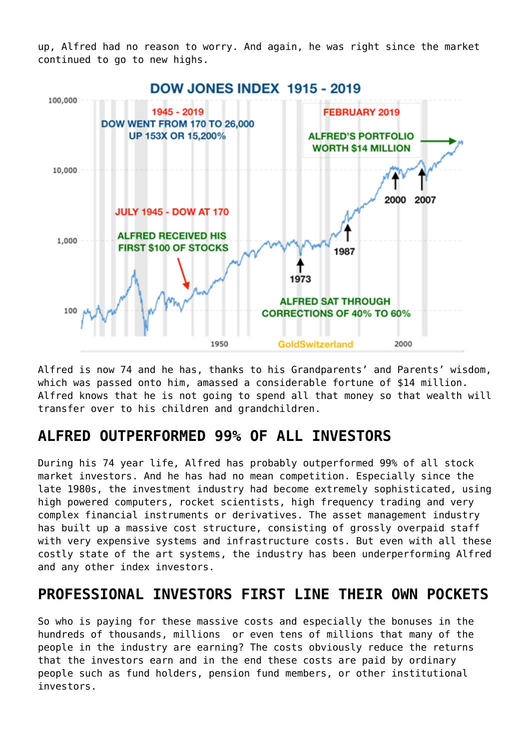up, Alfred had no reason to worry. And again, he was right since the market continued to go to new highs.

Alfred is now 74 and he has, thanks to his Grandparents' and Parents' wisdom, which was passed onto him, amassed a considerable fortune of $14 million. Alfred knows that he is not going to spend all that money so that wealth will transfer over to his children and grandchildren.

## ALFRED OUTPERFORMED 99% OF ALL INVESTORS

During his 74 year life, Alfred has probably outperformed 99% of all stock market investors. And he has had no mean competition. Especially since the late 1980s, the investment industry had become extremely sophisticated, using high powered computers, rocket scientists, high frequency trading and very complex financial instruments or derivatives. The asset management industry has built up a massive cost structure, consisting of grossly overpaid staff with very expensive systems and infrastructure costs. But even with all these costly state of the art systems, the industry has been underperforming Alfred and any other index investors.

## PROFESSIONAL INVESTORS FIRST LINE THEIR OWN POCKETS

So who is paying for these massive costs and especially the bonuses in the hundreds of thousands, millions  or even tens of millions that many of the people in the industry are earning? The costs obviously reduce the returns that the investors earn and in the end these costs are paid by ordinary people such as fund holders, pension fund members, or other institutional investors.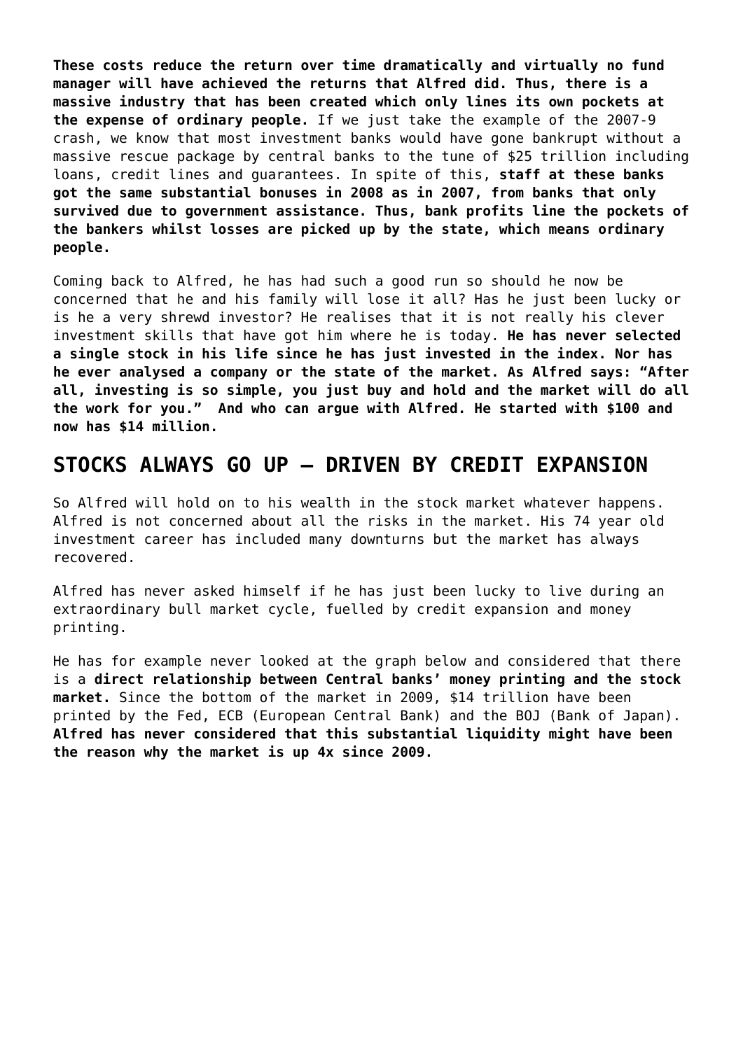**These costs reduce the return over time dramatically and virtually no fund manager will have achieved the returns that Alfred did. Thus, there is a massive industry that has been created which only lines its own pockets at the expense of ordinary people.** If we just take the example of the 2007-9 crash, we know that most investment banks would have gone bankrupt without a massive rescue package by central banks to the tune of $25 trillion including loans, credit lines and guarantees. In spite of this, **staff at these banks got the same substantial bonuses in 2008 as in 2007, from banks that only survived due to government assistance. Thus, bank profits line the pockets of the bankers whilst losses are picked up by the state, which means ordinary people.**

Coming back to Alfred, he has had such a good run so should he now be concerned that he and his family will lose it all? Has he just been lucky or is he a very shrewd investor? He realises that it is not really his clever investment skills that have got him where he is today. **He has never selected a single stock in his life since he has just invested in the index. Nor has he ever analysed a company or the state of the market. As Alfred says: "After all, investing is so simple, you just buy and hold and the market will do all the work for you." And who can argue with Alfred. He started with $100 and now has $14 million.**

## STOCKS ALWAYS GO UP – DRIVEN BY CREDIT EXPANSION

So Alfred will hold on to his wealth in the stock market whatever happens. Alfred is not concerned about all the risks in the market. His 74 year old investment career has included many downturns but the market has always recovered.

Alfred has never asked himself if he has just been lucky to live during an extraordinary bull market cycle, fuelled by credit expansion and money printing.

He has for example never looked at the graph below and considered that there is a **direct relationship between Central banks' money printing and the stock market.** Since the bottom of the market in 2009, $14 trillion have been printed by the Fed, ECB (European Central Bank) and the BOJ (Bank of Japan). **Alfred has never considered that this substantial liquidity might have been the reason why the market is up 4x since 2009.**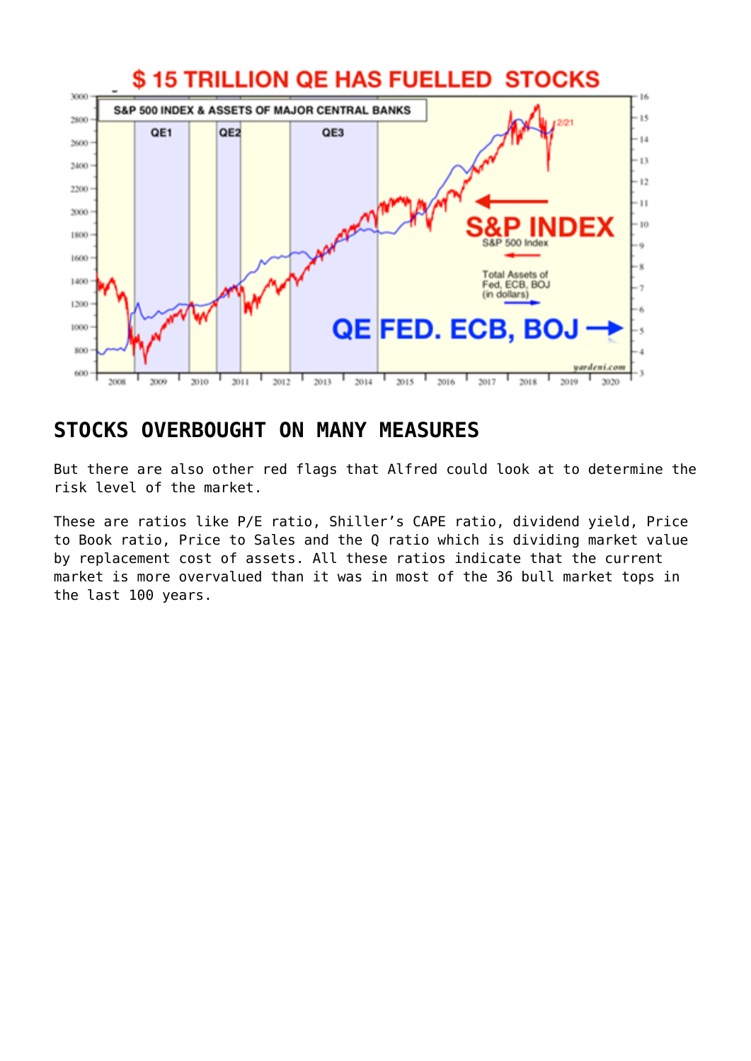## STOCKS OVERBOUGHT ON MANY MEASURES

But there are also other red flags that Alfred could look at to determine the risk level of the market.

These are ratios like P/E ratio, Shiller's CAPE ratio, dividend yield, Price to Book ratio, Price to Sales and the Q ratio which is dividing market value by replacement cost of assets. All these ratios indicate that the current market is more overvalued than it was in most of the 36 bull market tops in the last 100 years.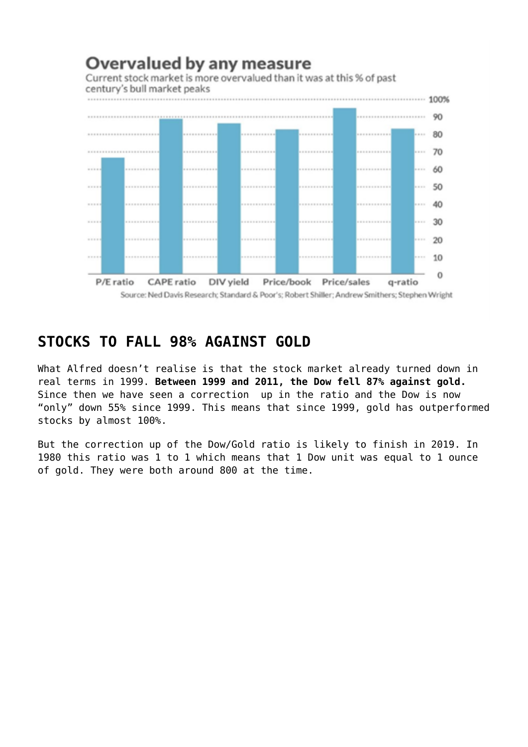**Overvalued by any measure**

Current stock market is more overvalued than it was at this % of past century's bull market peaks

Source: Ned Davis Research; Standard & Poor's; Robert Shiller; Andrew Smithers; Stephen Wright

## STOCKS TO FALL 98% AGAINST GOLD

What Alfred doesn't realise is that the stock market already turned down in real terms in 1999. **Between 1999 and 2011, the Dow fell 87% against gold.** Since then we have seen a correction up in the ratio and the Dow is now "only" down 55% since 1999. This means that since 1999, gold has outperformed stocks by almost 100%.

But the correction up of the Dow/Gold ratio is likely to finish in 2019. In 1980 this ratio was 1 to 1 which means that 1 Dow unit was equal to 1 ounce of gold. They were both around 800 at the time.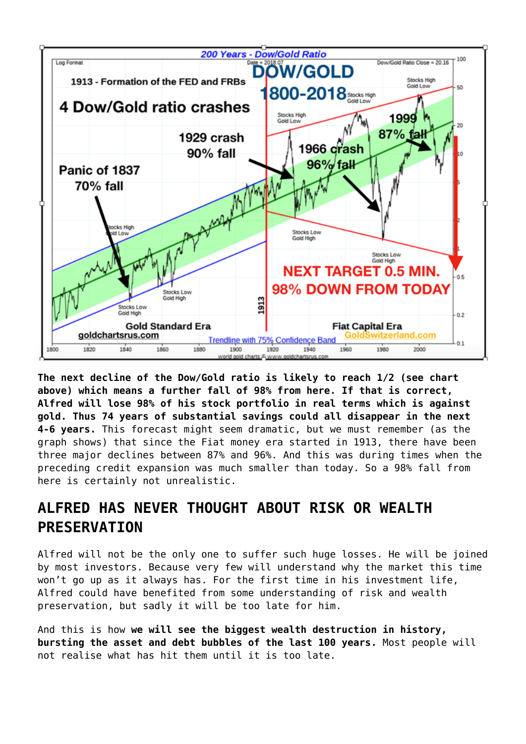**The next decline of the Dow/Gold ratio is likely to reach 1/2 (see chart above) which means a further fall of 98% from here. If that is correct, Alfred will lose 98% of his stock portfolio in real terms which is against gold. Thus 74 years of substantial savings could all disappear in the next 4-6 years.** This forecast might seem dramatic, but we must remember (as the graph shows) that since the Fiat money era started in 1913, there have been three major declines between 87% and 96%. And this was during times when the preceding credit expansion was much smaller than today. So a 98% fall from here is certainly not unrealistic.

## ALFRED HAS NEVER THOUGHT ABOUT RISK OR WEALTH PRESERVATION

Alfred will not be the only one to suffer such huge losses. He will be joined by most investors. Because very few will understand why the market this time won't go up as it always has. For the first time in his investment life, Alfred could have benefited from some understanding of risk and wealth preservation, but sadly it will be too late for him.

And this is how **we will see the biggest wealth destruction in history, bursting the asset and debt bubbles of the last 100 years.** Most people will not realise what has hit them until it is too late.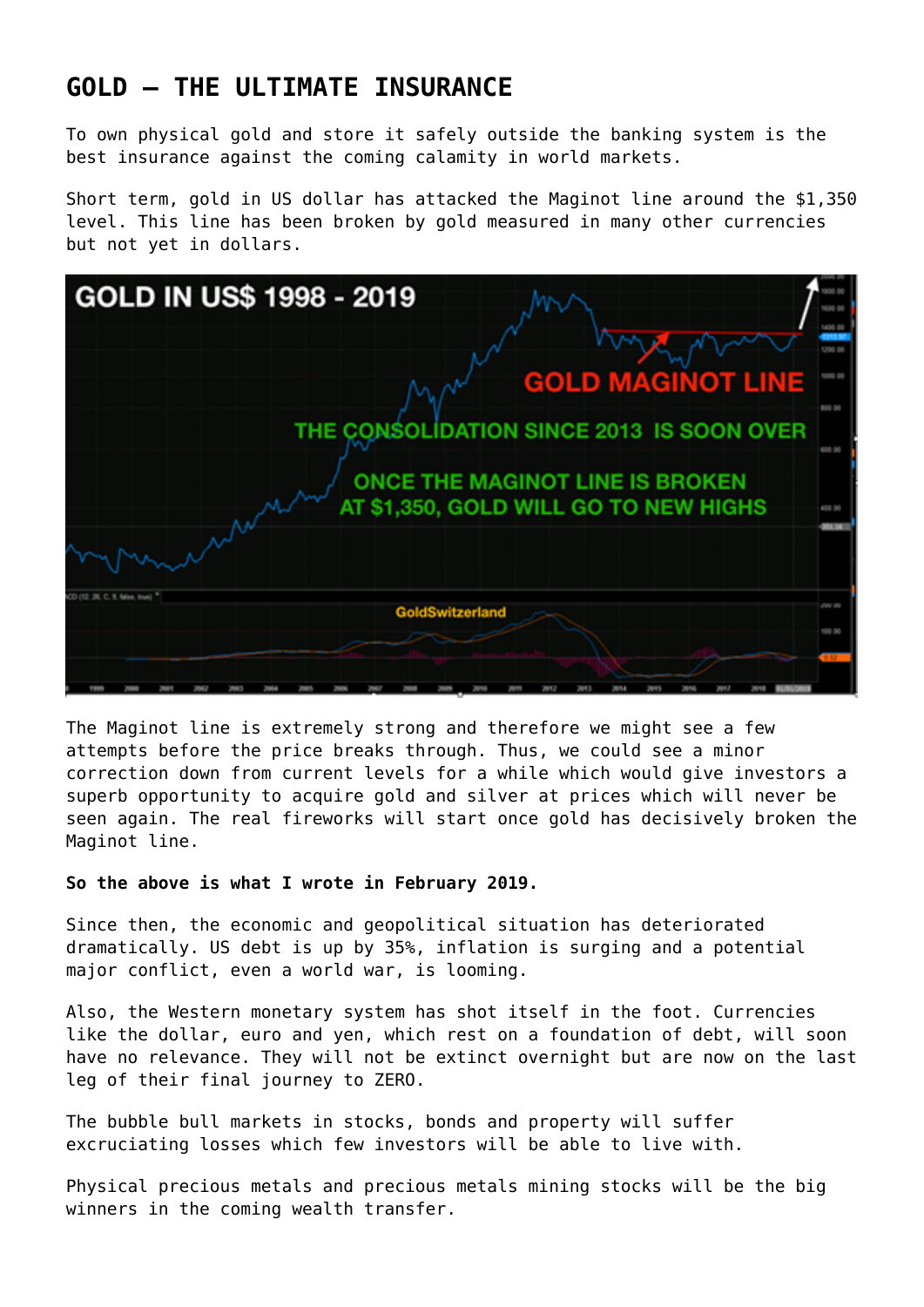## GOLD – THE ULTIMATE INSURANCE

To own physical gold and store it safely outside the banking system is the best insurance against the coming calamity in world markets.

Short term, gold in US dollar has attacked the Maginot line around the $1,350 level. This line has been broken by gold measured in many other currencies but not yet in dollars.

The Maginot line is extremely strong and therefore we might see a few attempts before the price breaks through. Thus, we could see a minor correction down from current levels for a while which would give investors a superb opportunity to acquire gold and silver at prices which will never be seen again. The real fireworks will start once gold has decisively broken the Maginot line.

**So the above is what I wrote in February 2019.**

Since then, the economic and geopolitical situation has deteriorated dramatically. US debt is up by 35%, inflation is surging and a potential major conflict, even a world war, is looming.

Also, the Western monetary system has shot itself in the foot. Currencies like the dollar, euro and yen, which rest on a foundation of debt, will soon have no relevance. They will not be extinct overnight but are now on the last leg of their final journey to ZERO.

The bubble bull markets in stocks, bonds and property will suffer excruciating losses which few investors will be able to live with.

Physical precious metals and precious metals mining stocks will be the big winners in the coming wealth transfer.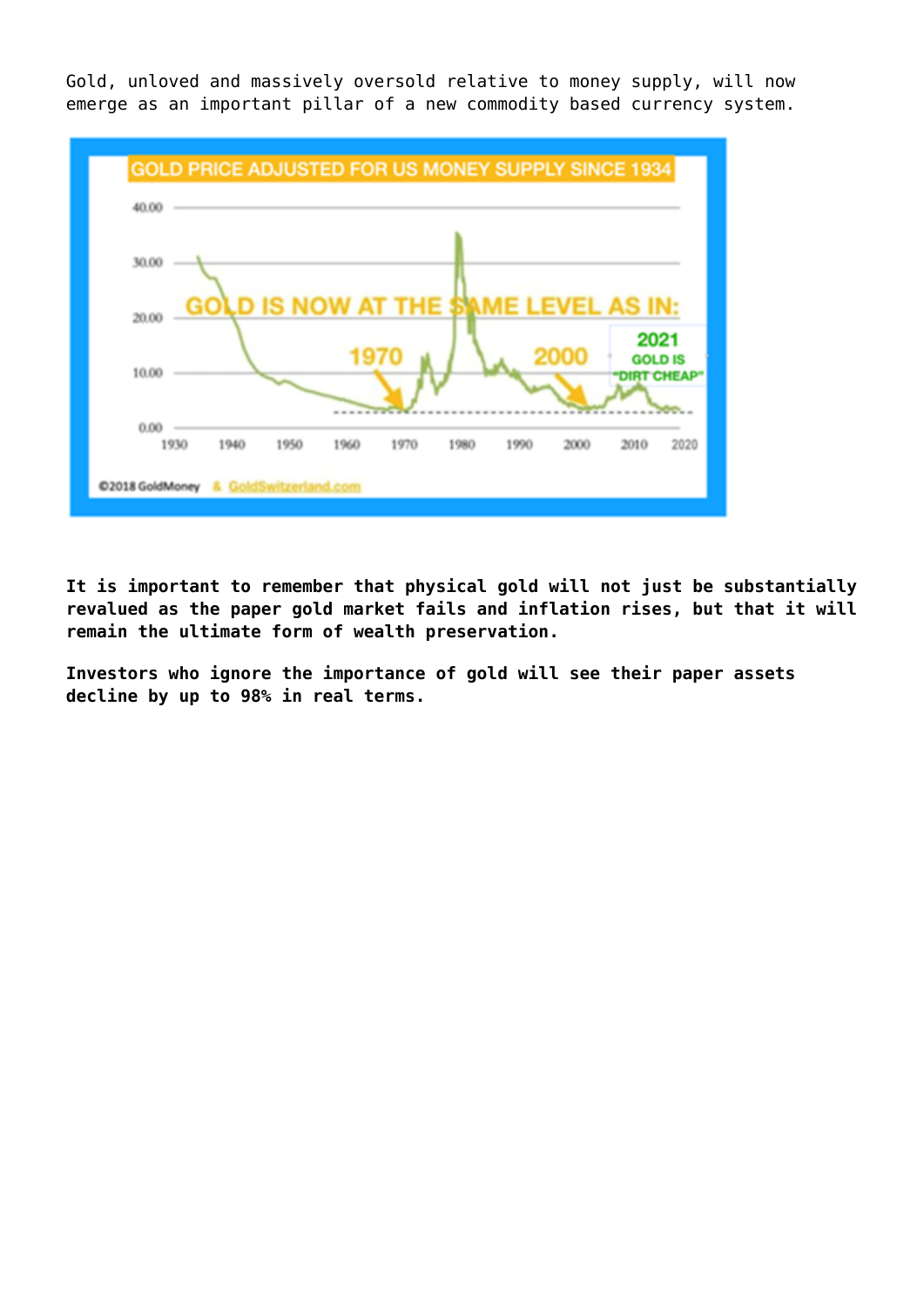Gold, unloved and massively oversold relative to money supply, will now emerge as an important pillar of a new commodity based currency system.

GOLD PRICE ADJUSTED FOR US MONEY SUPPLY SINCE 1934

40.00
30.00
20.00
10.00
0.00

1930 1940 1950 1960 1970 1980 1990 2000 2010 2020

GOLD IS NOW AT THE SAME LEVEL AS IN:

1970

2000

2021
GOLD IS
"DIRT CHEAP"

©2018 GoldMoney & GoldSwitzerland.com

**It is important to remember that physical gold will not just be substantially revalued as the paper gold market fails and inflation rises, but that it will remain the ultimate form of wealth preservation.**

**Investors who ignore the importance of gold will see their paper assets decline by up to 98% in real terms.**